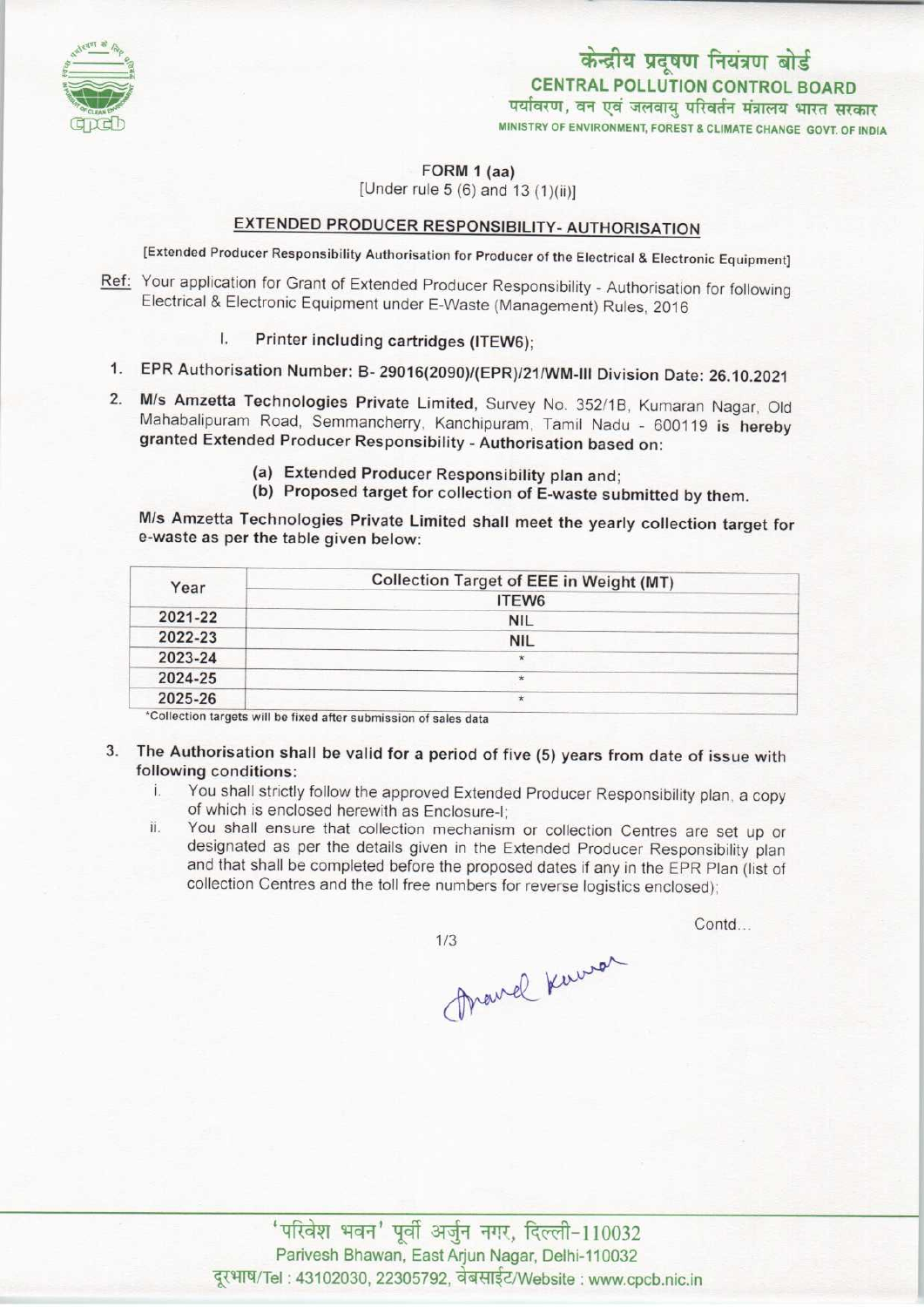केन्द्रीय प्रदूषण नियंत्रण बोर्ड
**CENTRAL POLLUTION CONTROL BOARD**
पर्यावरण, वन एवं जलवायु परिवर्तन मंत्रालय भारत सरकार
MINISTRY OF ENVIRONMENT, FOREST & CLIMATE CHANGE GOVT. OF INDIA

FORM 1 (aa)
[Under rule 5 (6) and 13 (1)(ii)]

## EXTENDED PRODUCER RESPONSIBILITY- AUTHORISATION

[Extended Producer Responsibility Authorisation for Producer of the Electrical & Electronic Equipment]

Ref: Your application for Grant of Extended Producer Responsibility - Authorisation for following Electrical & Electronic Equipment under E-Waste (Management) Rules, 2016

I. Printer including cartridges (ITEW6);

1. **EPR Authorisation Number: B- 29016(2090)/(EPR)/21/WM-III Division Date: 26.10.2021**

2. **M/s Amzetta Technologies Private Limited,** Survey No. 352/1B, Kumaran Nagar, Old Mahabalipuram Road, Semmancherry, Kanchipuram, Tamil Nadu - 600119 **is hereby granted Extended Producer Responsibility - Authorisation based on:**

   (a) **Extended Producer Responsibility plan and;**
   (b) **Proposed target for collection of E-waste submitted by them.**

**M/s Amzetta Technologies Private Limited shall meet the yearly collection target for e-waste as per the table given below:**

| Year | Collection Target of EEE in Weight (MT) |
|---|---|
| | ITEW6 |
| 2021-22 | NIL |
| 2022-23 | NIL |
| 2023-24 | * |
| 2024-25 | * |
| 2025-26 | * |

*Collection targets will be fixed after submission of sales data

3. **The Authorisation shall be valid for a period of five (5) years from date of issue with following conditions:**
   i. You shall strictly follow the approved Extended Producer Responsibility plan, a copy of which is enclosed herewith as Enclosure-I;
   ii. You shall ensure that collection mechanism or collection Centres are set up or designated as per the details given in the Extended Producer Responsibility plan and that shall be completed before the proposed dates if any in the EPR Plan (list of collection Centres and the toll free numbers for reverse logistics enclosed);

Contd...

'परिवेश भवन' पूर्वी अर्जुन नगर, दिल्ली-110032
Parivesh Bhawan, East Arjun Nagar, Delhi-110032
दूरभाष/Tel : 43102030, 22305792, वेबसाईट/Website : www.cpcb.nic.in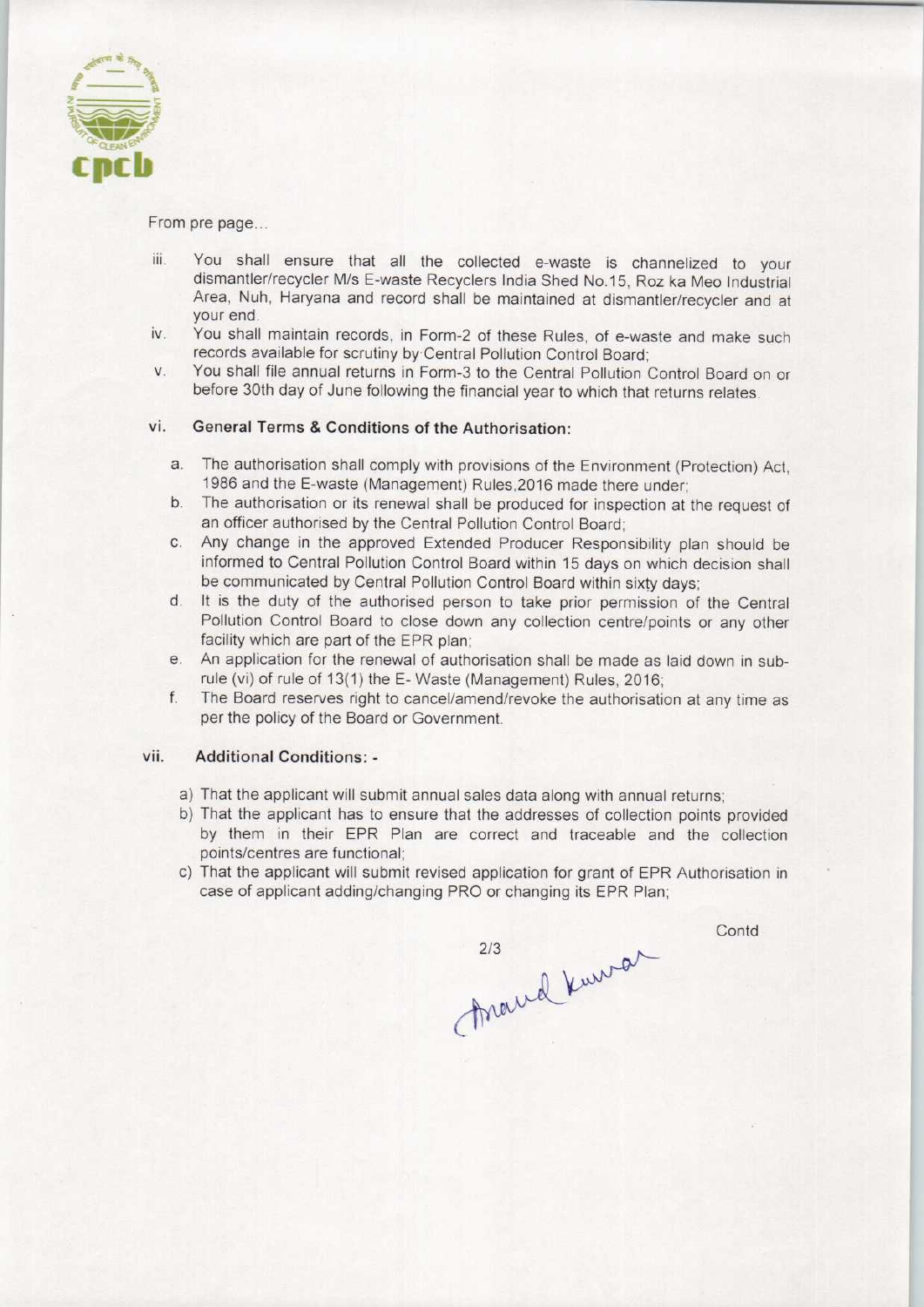From pre page...

iii. You shall ensure that all the collected e-waste is channelized to your dismantler/recycler M/s E-waste Recyclers India Shed No.15, Roz ka Meo Industrial Area, Nuh, Haryana and record shall be maintained at dismantler/recycler and at your end.

iv. You shall maintain records, in Form-2 of these Rules, of e-waste and make such records available for scrutiny by Central Pollution Control Board;

v. You shall file annual returns in Form-3 to the Central Pollution Control Board on or before 30th day of June following the financial year to which that returns relates.

vi. **General Terms & Conditions of the Authorisation:**

a. The authorisation shall comply with provisions of the Environment (Protection) Act, 1986 and the E-waste (Management) Rules,2016 made there under;

b. The authorisation or its renewal shall be produced for inspection at the request of an officer authorised by the Central Pollution Control Board;

c. Any change in the approved Extended Producer Responsibility plan should be informed to Central Pollution Control Board within 15 days on which decision shall be communicated by Central Pollution Control Board within sixty days;

d. It is the duty of the authorised person to take prior permission of the Central Pollution Control Board to close down any collection centre/points or any other facility which are part of the EPR plan;

e. An application for the renewal of authorisation shall be made as laid down in sub-rule (vi) of rule of 13(1) the E- Waste (Management) Rules, 2016;

f. The Board reserves right to cancel/amend/revoke the authorisation at any time as per the policy of the Board or Government.

vii. **Additional Conditions: -**

a) That the applicant will submit annual sales data along with annual returns;

b) That the applicant has to ensure that the addresses of collection points provided by them in their EPR Plan are correct and traceable and the collection points/centres are functional;

c) That the applicant will submit revised application for grant of EPR Authorisation in case of applicant adding/changing PRO or changing its EPR Plan;

Contd

Anand Kumar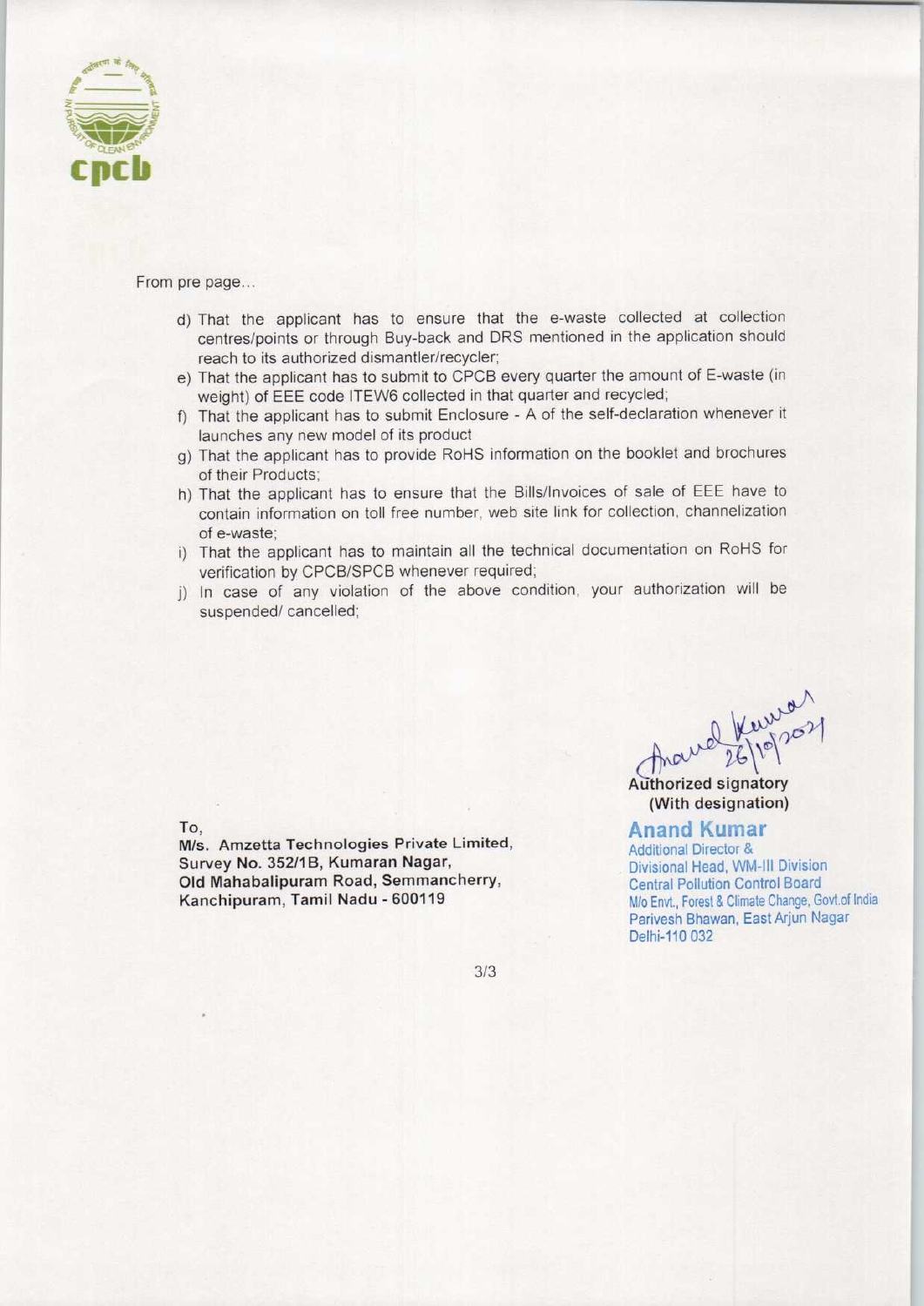From pre page...

d) That the applicant has to ensure that the e-waste collected at collection centres/points or through Buy-back and DRS mentioned in the application should reach to its authorized dismantler/recycler;
e) That the applicant has to submit to CPCB every quarter the amount of E-waste (in weight) of EEE code ITEW6 collected in that quarter and recycled;
f) That the applicant has to submit Enclosure - A of the self-declaration whenever it launches any new model of its product
g) That the applicant has to provide RoHS information on the booklet and brochures of their Products;
h) That the applicant has to ensure that the Bills/Invoices of sale of EEE have to contain information on toll free number, web site link for collection, channelization of e-waste;
i) That the applicant has to maintain all the technical documentation on RoHS for verification by CPCB/SPCB whenever required;
j) In case of any violation of the above condition, your authorization will be suspended/ cancelled;

Anand Kumar 26/10/2021

**Authorized signatory**
**(With designation)**

**Anand Kumar**
Additional Director &
Divisional Head, WM-III Division
Central Pollution Control Board
M/o Envt., Forest & Climate Change, Govt.of India
Parivesh Bhawan, East Arjun Nagar
Delhi-110 032

To,
**M/s. Amzetta Technologies Private Limited,**
**Survey No. 352/1B, Kumaran Nagar,**
**Old Mahabalipuram Road, Semmancherry,**
**Kanchipuram, Tamil Nadu - 600119**